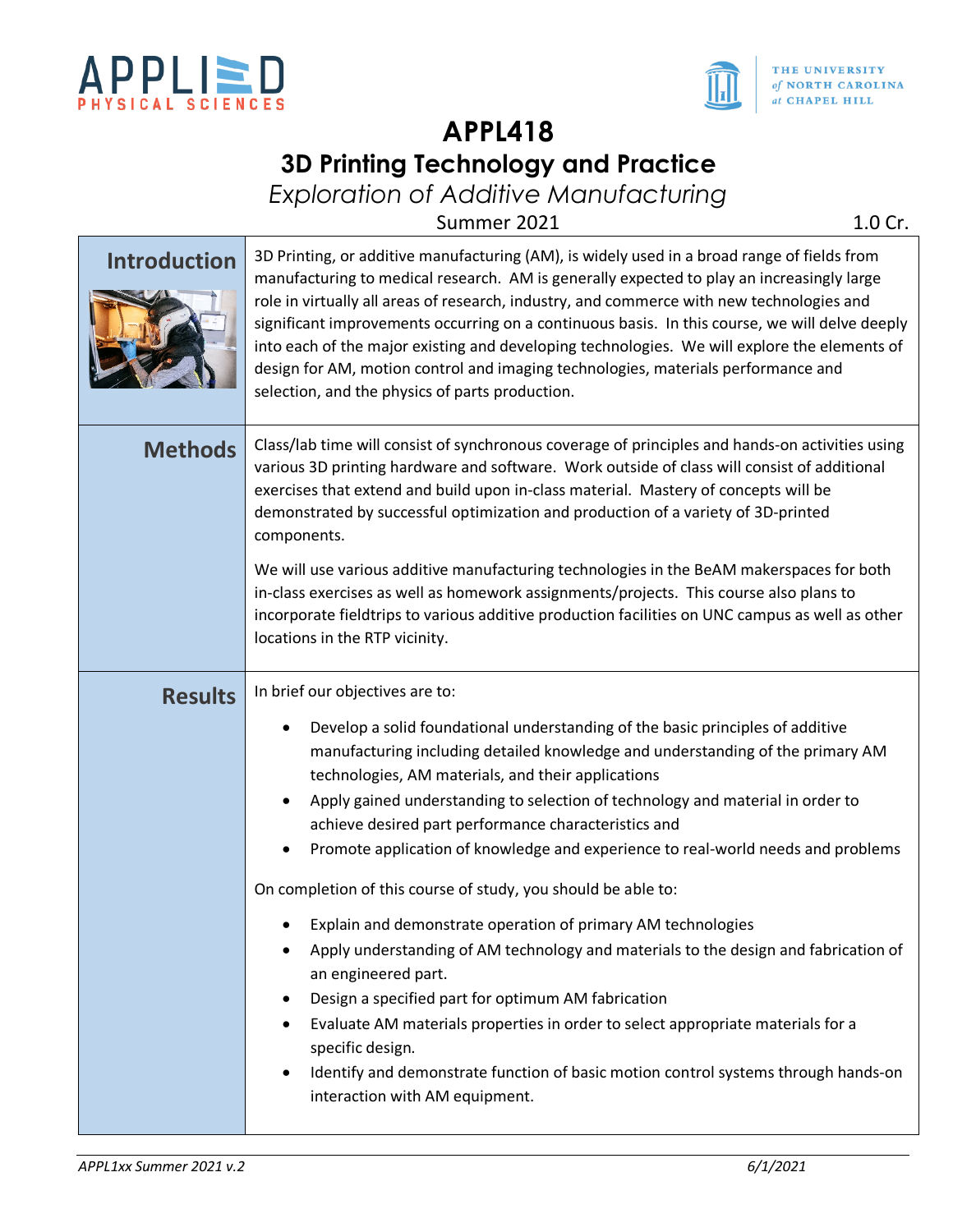# APPL418

## 3D Printing Technology and Practice

*Exploration of Additive Manufacturing*

Summer 2021 — 1.0 Cr.

## Introduction

3D Printing, or additive manufacturing (AM), is widely used in a broad range of fields from manufacturing to medical research. AM is generally expected to play an increasingly large role in virtually all areas of research, industry, and commerce with new technologies and significant improvements occurring on a continuous basis. In this course, we will delve deeply into each of the major existing and developing technologies. We will explore the elements of design for AM, motion control and imaging technologies, materials performance and selection, and the physics of parts production.

## Methods

Class/lab time will consist of synchronous coverage of principles and hands-on activities using various 3D printing hardware and software. Work outside of class will consist of additional exercises that extend and build upon in-class material. Mastery of concepts will be demonstrated by successful optimization and production of a variety of 3D-printed components.

We will use various additive manufacturing technologies in the BeAM makerspaces for both in-class exercises as well as homework assignments/projects. This course also plans to incorporate fieldtrips to various additive production facilities on UNC campus as well as other locations in the RTP vicinity.

## Results

In brief our objectives are to:

- Develop a solid foundational understanding of the basic principles of additive manufacturing including detailed knowledge and understanding of the primary AM technologies, AM materials, and their applications
- Apply gained understanding to selection of technology and material in order to achieve desired part performance characteristics and
- Promote application of knowledge and experience to real-world needs and problems

On completion of this course of study, you should be able to:

- Explain and demonstrate operation of primary AM technologies
- Apply understanding of AM technology and materials to the design and fabrication of an engineered part.
- Design a specified part for optimum AM fabrication
- Evaluate AM materials properties in order to select appropriate materials for a specific design.
- Identify and demonstrate function of basic motion control systems through hands-on interaction with AM equipment.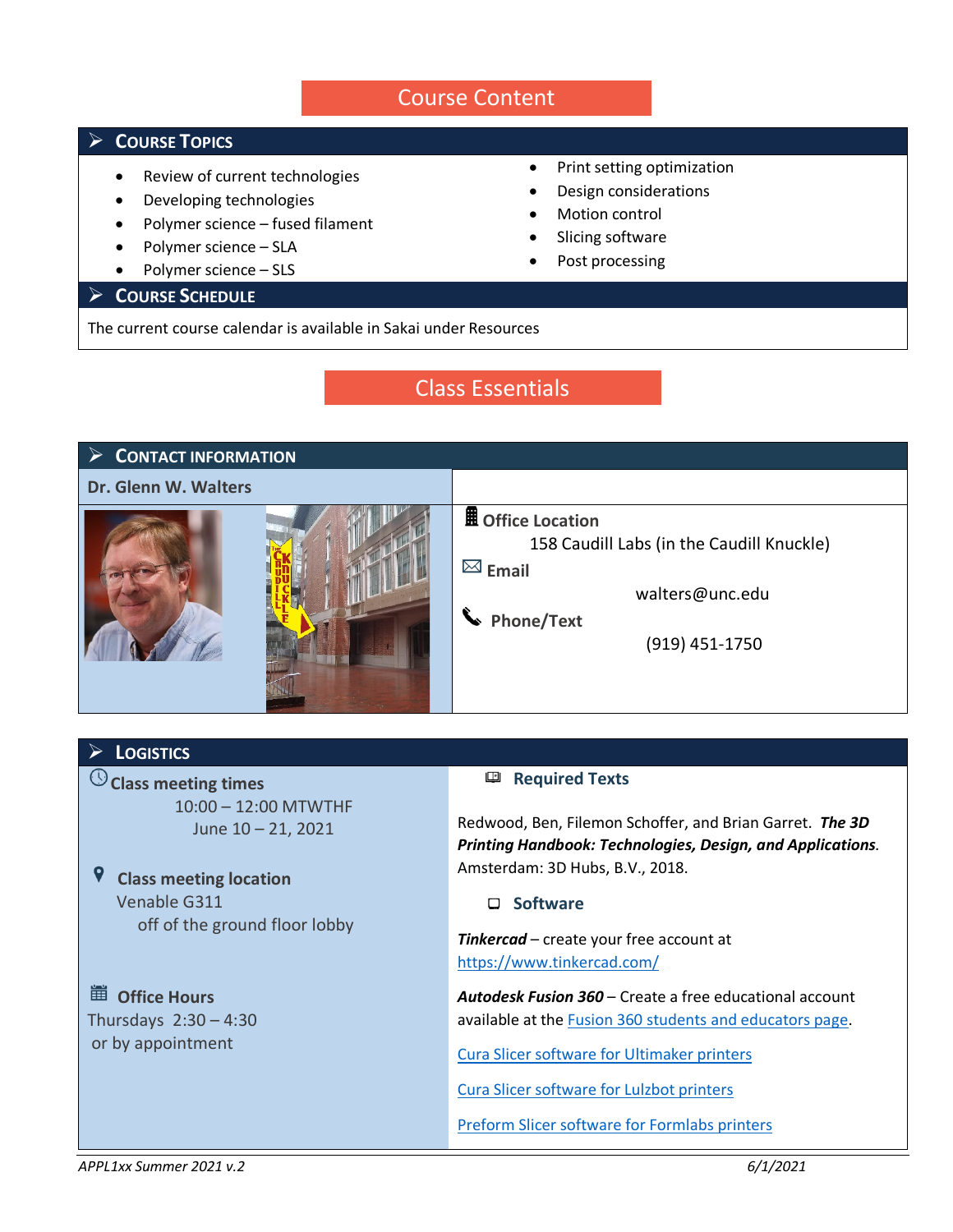# Course Content

## Course Topics

- Review of current technologies
- Developing technologies
- Polymer science – fused filament
- Polymer science – SLA
- Polymer science – SLS
- Print setting optimization
- Design considerations
- Motion control
- Slicing software
- Post processing

## Course Schedule

The current course calendar is available in Sakai under Resources

# Class Essentials

## Contact Information

**Dr. Glenn W. Walters**

**Office Location**
158 Caudill Labs (in the Caudill Knuckle)

**Email**
walters@unc.edu

**Phone/Text**
(919) 451-1750

## Logistics

**Class meeting times**
10:00 – 12:00 MTWTHF
June 10 – 21, 2021

**Class meeting location**
Venable G311
off of the ground floor lobby

**Office Hours**
Thursdays 2:30 – 4:30
or by appointment

**Required Texts**

Redwood, Ben, Filemon Schoffer, and Brian Garret. ***The 3D Printing Handbook: Technologies, Design, and Applications***. Amsterdam: 3D Hubs, B.V., 2018.

**Software**

***Tinkercad*** – create your free account at https://www.tinkercad.com/

***Autodesk Fusion 360*** – Create a free educational account available at the Fusion 360 students and educators page.

Cura Slicer software for Ultimaker printers

Cura Slicer software for Lulzbot printers

Preform Slicer software for Formlabs printers

*APPL1xx Summer 2021 v.2* *6/1/2021*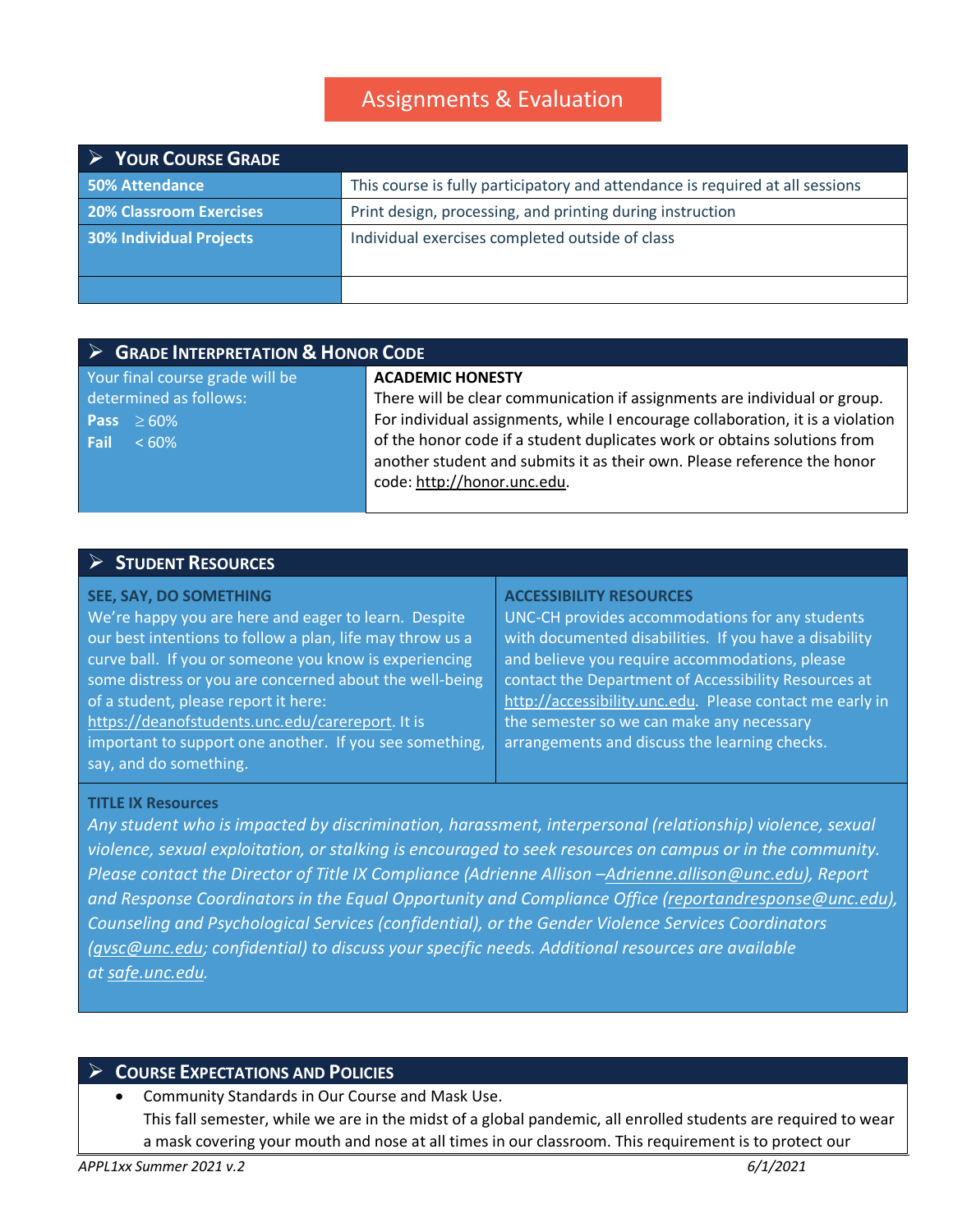# Assignments & Evaluation

## Your Course Grade

| | |
|---|---|
| **50% Attendance** | This course is fully participatory and attendance is required at all sessions |
| **20% Classroom Exercises** | Print design, processing, and printing during instruction |
| **30% Individual Projects** | Individual exercises completed outside of class |
| | |

## Grade Interpretation & Honor Code

Your final course grade will be determined as follows:

**Pass** ≥ 60%
**Fail** < 60%

**ACADEMIC HONESTY**
There will be clear communication if assignments are individual or group. For individual assignments, while I encourage collaboration, it is a violation of the honor code if a student duplicates work or obtains solutions from another student and submits it as their own. Please reference the honor code: http://honor.unc.edu.

## Student Resources

**SEE, SAY, DO SOMETHING**
We're happy you are here and eager to learn. Despite our best intentions to follow a plan, life may throw us a curve ball. If you or someone you know is experiencing some distress or you are concerned about the well-being of a student, please report it here: https://deanofstudents.unc.edu/carereport. It is important to support one another. If you see something, say, and do something.

**ACCESSIBILITY RESOURCES**
UNC-CH provides accommodations for any students with documented disabilities. If you have a disability and believe you require accommodations, please contact the Department of Accessibility Resources at http://accessibility.unc.edu. Please contact me early in the semester so we can make any necessary arrangements and discuss the learning checks.

**TITLE IX Resources**
*Any student who is impacted by discrimination, harassment, interpersonal (relationship) violence, sexual violence, sexual exploitation, or stalking is encouraged to seek resources on campus or in the community. Please contact the Director of Title IX Compliance (Adrienne Allison –Adrienne.allison@unc.edu), Report and Response Coordinators in the Equal Opportunity and Compliance Office (reportandresponse@unc.edu), Counseling and Psychological Services (confidential), or the Gender Violence Services Coordinators (gvsc@unc.edu; confidential) to discuss your specific needs. Additional resources are available at safe.unc.edu.*

## Course Expectations and Policies

- Community Standards in Our Course and Mask Use.
  This fall semester, while we are in the midst of a global pandemic, all enrolled students are required to wear a mask covering your mouth and nose at all times in our classroom. This requirement is to protect our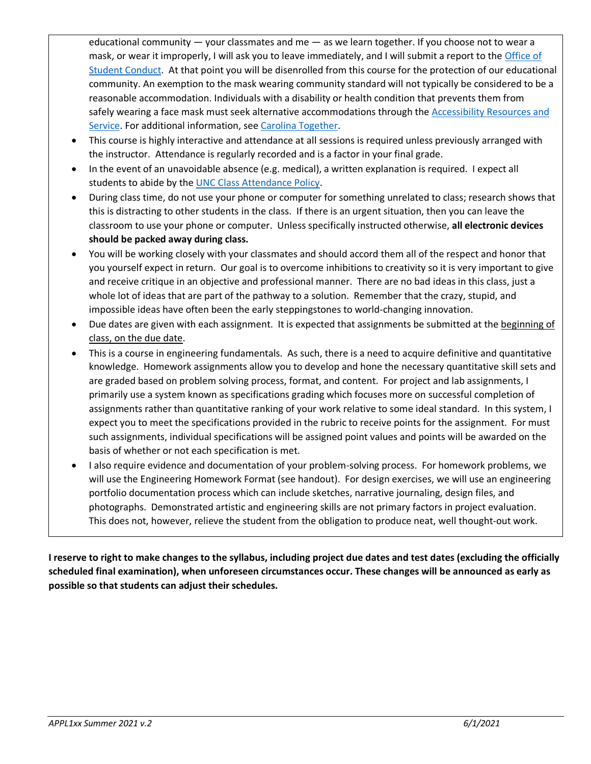educational community — your classmates and me — as we learn together. If you choose not to wear a mask, or wear it improperly, I will ask you to leave immediately, and I will submit a report to the Office of Student Conduct. At that point you will be disenrolled from this course for the protection of our educational community. An exemption to the mask wearing community standard will not typically be considered to be a reasonable accommodation. Individuals with a disability or health condition that prevents them from safely wearing a face mask must seek alternative accommodations through the Accessibility Resources and Service. For additional information, see Carolina Together.

- This course is highly interactive and attendance at all sessions is required unless previously arranged with the instructor. Attendance is regularly recorded and is a factor in your final grade.
- In the event of an unavoidable absence (e.g. medical), a written explanation is required. I expect all students to abide by the UNC Class Attendance Policy.
- During class time, do not use your phone or computer for something unrelated to class; research shows that this is distracting to other students in the class. If there is an urgent situation, then you can leave the classroom to use your phone or computer. Unless specifically instructed otherwise, **all electronic devices should be packed away during class.**
- You will be working closely with your classmates and should accord them all of the respect and honor that you yourself expect in return. Our goal is to overcome inhibitions to creativity so it is very important to give and receive critique in an objective and professional manner. There are no bad ideas in this class, just a whole lot of ideas that are part of the pathway to a solution. Remember that the crazy, stupid, and impossible ideas have often been the early steppingstones to world-changing innovation.
- Due dates are given with each assignment. It is expected that assignments be submitted at the beginning of class, on the due date.
- This is a course in engineering fundamentals. As such, there is a need to acquire definitive and quantitative knowledge. Homework assignments allow you to develop and hone the necessary quantitative skill sets and are graded based on problem solving process, format, and content. For project and lab assignments, I primarily use a system known as specifications grading which focuses more on successful completion of assignments rather than quantitative ranking of your work relative to some ideal standard. In this system, I expect you to meet the specifications provided in the rubric to receive points for the assignment. For must such assignments, individual specifications will be assigned point values and points will be awarded on the basis of whether or not each specification is met.
- I also require evidence and documentation of your problem-solving process. For homework problems, we will use the Engineering Homework Format (see handout). For design exercises, we will use an engineering portfolio documentation process which can include sketches, narrative journaling, design files, and photographs. Demonstrated artistic and engineering skills are not primary factors in project evaluation. This does not, however, relieve the student from the obligation to produce neat, well thought-out work.

**I reserve to right to make changes to the syllabus, including project due dates and test dates (excluding the officially scheduled final examination), when unforeseen circumstances occur. These changes will be announced as early as possible so that students can adjust their schedules.**